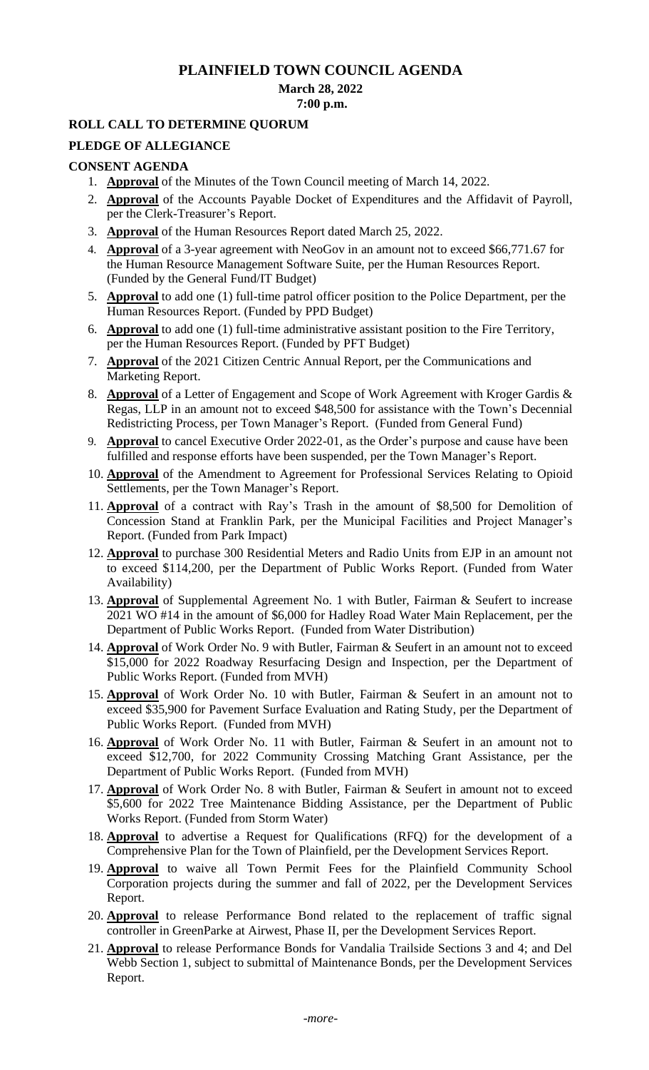# PLAINFIELD TOWN COUNCIL AGENDA

**March 28, 2022**
**7:00 p.m.**

## ROLL CALL TO DETERMINE QUORUM

## PLEDGE OF ALLEGIANCE

## CONSENT AGENDA

1. **Approval** of the Minutes of the Town Council meeting of March 14, 2022.
2. **Approval** of the Accounts Payable Docket of Expenditures and the Affidavit of Payroll, per the Clerk-Treasurer's Report.
3. **Approval** of the Human Resources Report dated March 25, 2022.
4. **Approval** of a 3-year agreement with NeoGov in an amount not to exceed $66,771.67 for the Human Resource Management Software Suite, per the Human Resources Report. (Funded by the General Fund/IT Budget)
5. **Approval** to add one (1) full-time patrol officer position to the Police Department, per the Human Resources Report. (Funded by PPD Budget)
6. **Approval** to add one (1) full-time administrative assistant position to the Fire Territory, per the Human Resources Report. (Funded by PFT Budget)
7. **Approval** of the 2021 Citizen Centric Annual Report, per the Communications and Marketing Report.
8. **Approval** of a Letter of Engagement and Scope of Work Agreement with Kroger Gardis & Regas, LLP in an amount not to exceed $48,500 for assistance with the Town's Decennial Redistricting Process, per Town Manager's Report. (Funded from General Fund)
9. **Approval** to cancel Executive Order 2022-01, as the Order's purpose and cause have been fulfilled and response efforts have been suspended, per the Town Manager's Report.
10. **Approval** of the Amendment to Agreement for Professional Services Relating to Opioid Settlements, per the Town Manager's Report.
11. **Approval** of a contract with Ray's Trash in the amount of $8,500 for Demolition of Concession Stand at Franklin Park, per the Municipal Facilities and Project Manager's Report. (Funded from Park Impact)
12. **Approval** to purchase 300 Residential Meters and Radio Units from EJP in an amount not to exceed $114,200, per the Department of Public Works Report. (Funded from Water Availability)
13. **Approval** of Supplemental Agreement No. 1 with Butler, Fairman & Seufert to increase 2021 WO #14 in the amount of $6,000 for Hadley Road Water Main Replacement, per the Department of Public Works Report. (Funded from Water Distribution)
14. **Approval** of Work Order No. 9 with Butler, Fairman & Seufert in an amount not to exceed $15,000 for 2022 Roadway Resurfacing Design and Inspection, per the Department of Public Works Report. (Funded from MVH)
15. **Approval** of Work Order No. 10 with Butler, Fairman & Seufert in an amount not to exceed $35,900 for Pavement Surface Evaluation and Rating Study, per the Department of Public Works Report. (Funded from MVH)
16. **Approval** of Work Order No. 11 with Butler, Fairman & Seufert in an amount not to exceed $12,700, for 2022 Community Crossing Matching Grant Assistance, per the Department of Public Works Report. (Funded from MVH)
17. **Approval** of Work Order No. 8 with Butler, Fairman & Seufert in amount not to exceed $5,600 for 2022 Tree Maintenance Bidding Assistance, per the Department of Public Works Report. (Funded from Storm Water)
18. **Approval** to advertise a Request for Qualifications (RFQ) for the development of a Comprehensive Plan for the Town of Plainfield, per the Development Services Report.
19. **Approval** to waive all Town Permit Fees for the Plainfield Community School Corporation projects during the summer and fall of 2022, per the Development Services Report.
20. **Approval** to release Performance Bond related to the replacement of traffic signal controller in GreenParke at Airwest, Phase II, per the Development Services Report.
21. **Approval** to release Performance Bonds for Vandalia Trailside Sections 3 and 4; and Del Webb Section 1, subject to submittal of Maintenance Bonds, per the Development Services Report.

*-more-*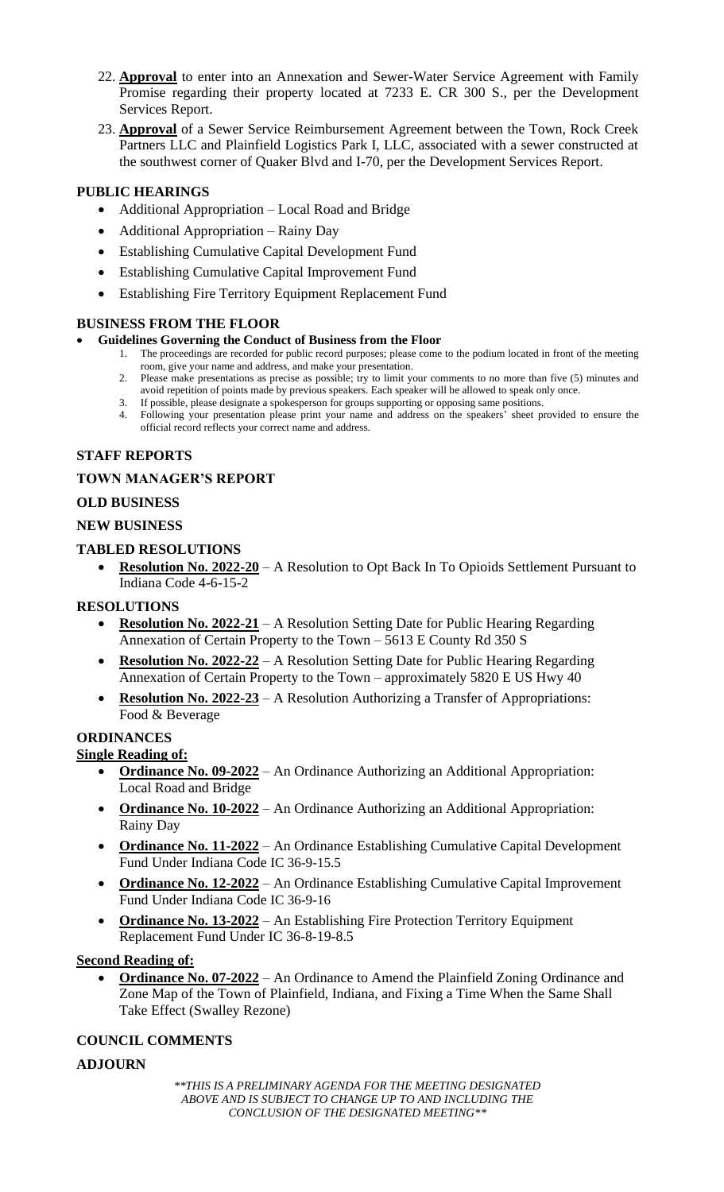22. **Approval** to enter into an Annexation and Sewer-Water Service Agreement with Family Promise regarding their property located at 7233 E. CR 300 S., per the Development Services Report.
23. **Approval** of a Sewer Service Reimbursement Agreement between the Town, Rock Creek Partners LLC and Plainfield Logistics Park I, LLC, associated with a sewer constructed at the southwest corner of Quaker Blvd and I-70, per the Development Services Report.

## PUBLIC HEARINGS

- Additional Appropriation – Local Road and Bridge
- Additional Appropriation – Rainy Day
- Establishing Cumulative Capital Development Fund
- Establishing Cumulative Capital Improvement Fund
- Establishing Fire Territory Equipment Replacement Fund

## BUSINESS FROM THE FLOOR

- **Guidelines Governing the Conduct of Business from the Floor**
  1. The proceedings are recorded for public record purposes; please come to the podium located in front of the meeting room, give your name and address, and make your presentation.
  2. Please make presentations as precise as possible; try to limit your comments to no more than five (5) minutes and avoid repetition of points made by previous speakers. Each speaker will be allowed to speak only once.
  3. If possible, please designate a spokesperson for groups supporting or opposing same positions.
  4. Following your presentation please print your name and address on the speakers' sheet provided to ensure the official record reflects your correct name and address.

## STAFF REPORTS

## TOWN MANAGER'S REPORT

## OLD BUSINESS

## NEW BUSINESS

## TABLED RESOLUTIONS

- **Resolution No. 2022-20** – A Resolution to Opt Back In To Opioids Settlement Pursuant to Indiana Code 4-6-15-2

## RESOLUTIONS

- **Resolution No. 2022-21** – A Resolution Setting Date for Public Hearing Regarding Annexation of Certain Property to the Town – 5613 E County Rd 350 S
- **Resolution No. 2022-22** – A Resolution Setting Date for Public Hearing Regarding Annexation of Certain Property to the Town – approximately 5820 E US Hwy 40
- **Resolution No. 2022-23** – A Resolution Authorizing a Transfer of Appropriations: Food & Beverage

## ORDINANCES

**Single Reading of:**

- **Ordinance No. 09-2022** – An Ordinance Authorizing an Additional Appropriation: Local Road and Bridge
- **Ordinance No. 10-2022** – An Ordinance Authorizing an Additional Appropriation: Rainy Day
- **Ordinance No. 11-2022** – An Ordinance Establishing Cumulative Capital Development Fund Under Indiana Code IC 36-9-15.5
- **Ordinance No. 12-2022** – An Ordinance Establishing Cumulative Capital Improvement Fund Under Indiana Code IC 36-9-16
- **Ordinance No. 13-2022** – An Establishing Fire Protection Territory Equipment Replacement Fund Under IC 36-8-19-8.5

**Second Reading of:**

- **Ordinance No. 07-2022** – An Ordinance to Amend the Plainfield Zoning Ordinance and Zone Map of the Town of Plainfield, Indiana, and Fixing a Time When the Same Shall Take Effect (Swalley Rezone)

## COUNCIL COMMENTS

## ADJOURN

*\*\*THIS IS A PRELIMINARY AGENDA FOR THE MEETING DESIGNATED ABOVE AND IS SUBJECT TO CHANGE UP TO AND INCLUDING THE CONCLUSION OF THE DESIGNATED MEETING\*\**